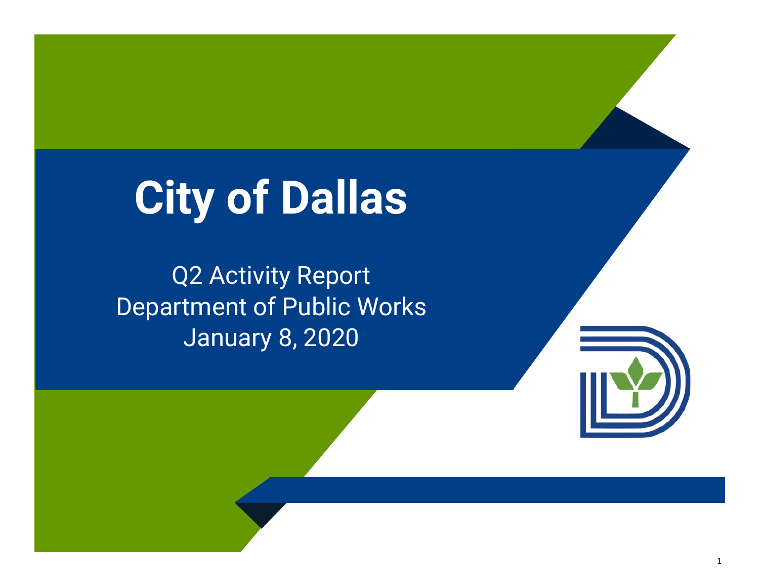# City of Dallas

Q2 Activity Report
Department of Public Works
January 8, 2020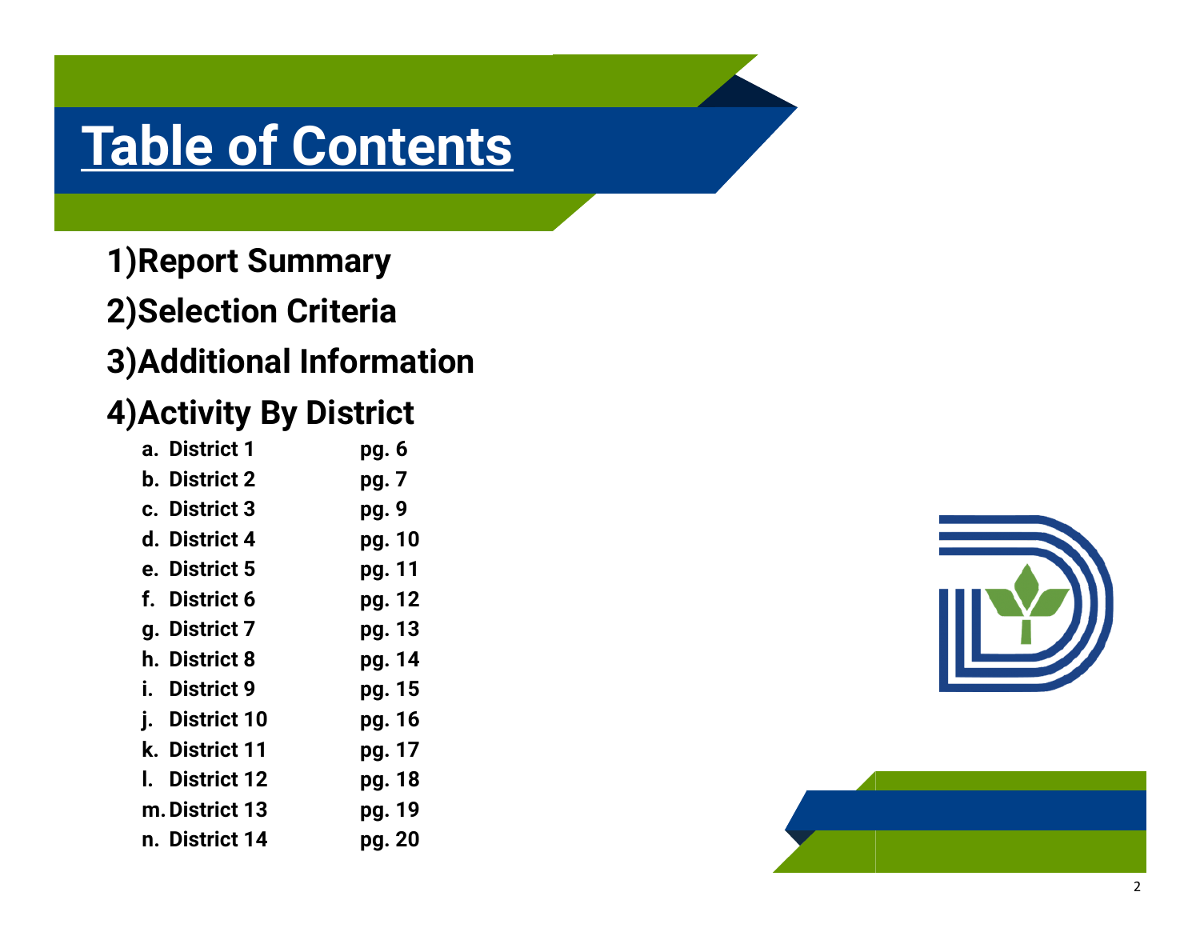# Table of Contents

1) **Report Summary**
2) **Selection Criteria**
3) **Additional Information**
4) **Activity By District**

| | |
|---|---|
| a. District 1 | pg. 6 |
| b. District 2 | pg. 7 |
| c. District 3 | pg. 9 |
| d. District 4 | pg. 10 |
| e. District 5 | pg. 11 |
| f. District 6 | pg. 12 |
| g. District 7 | pg. 13 |
| h. District 8 | pg. 14 |
| i. District 9 | pg. 15 |
| j. District 10 | pg. 16 |
| k. District 11 | pg. 17 |
| l. District 12 | pg. 18 |
| m. District 13 | pg. 19 |
| n. District 14 | pg. 20 |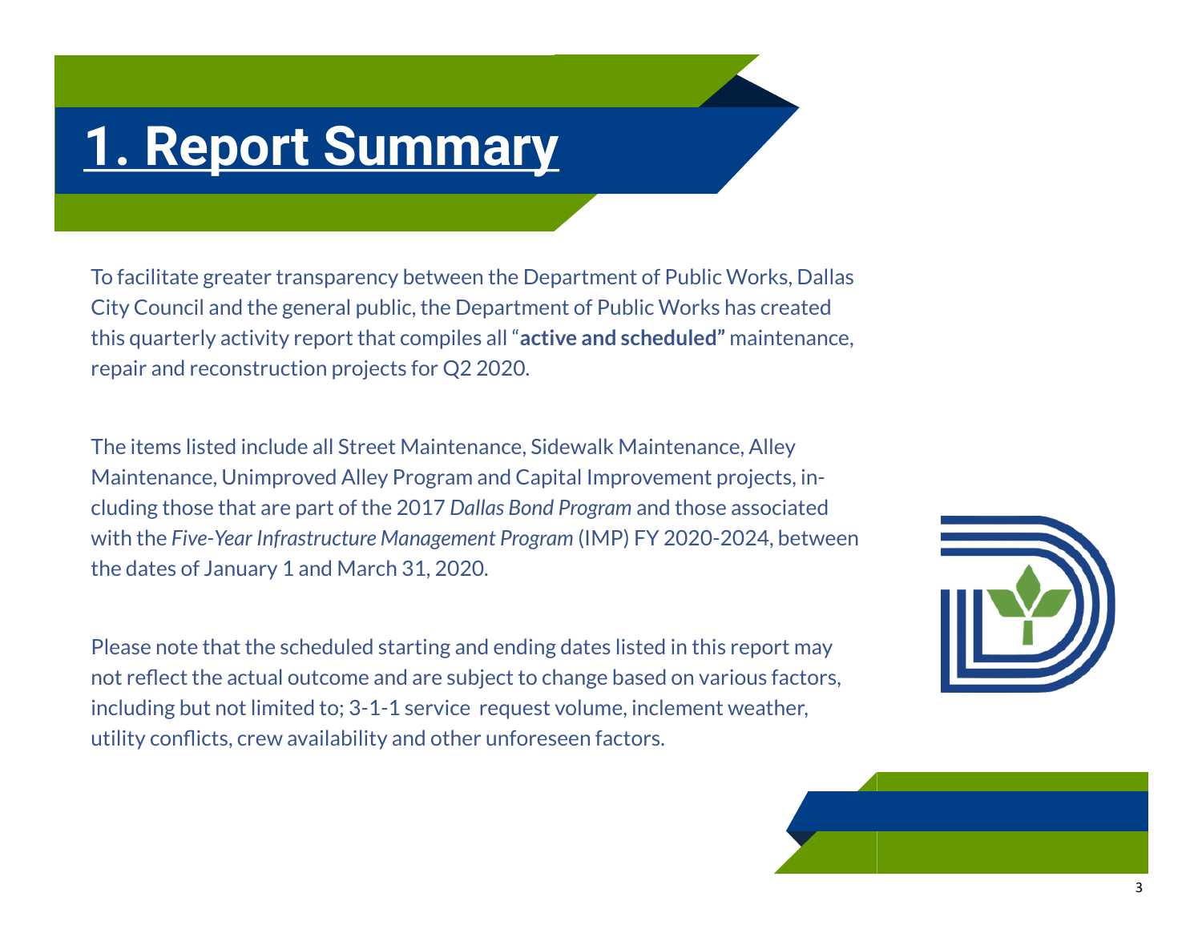# 1. Report Summary

To facilitate greater transparency between the Department of Public Works, Dallas City Council and the general public, the Department of Public Works has created this quarterly activity report that compiles all "**active and scheduled"** maintenance, repair and reconstruction projects for Q2 2020.

The items listed include all Street Maintenance, Sidewalk Maintenance, Alley Maintenance, Unimproved Alley Program and Capital Improvement projects, including those that are part of the 2017 *Dallas Bond Program* and those associated with the *Five-Year Infrastructure Management Program* (IMP) FY 2020-2024, between the dates of January 1 and March 31, 2020.

Please note that the scheduled starting and ending dates listed in this report may not reflect the actual outcome and are subject to change based on various factors, including but not limited to; 3-1-1 service request volume, inclement weather, utility conflicts, crew availability and other unforeseen factors.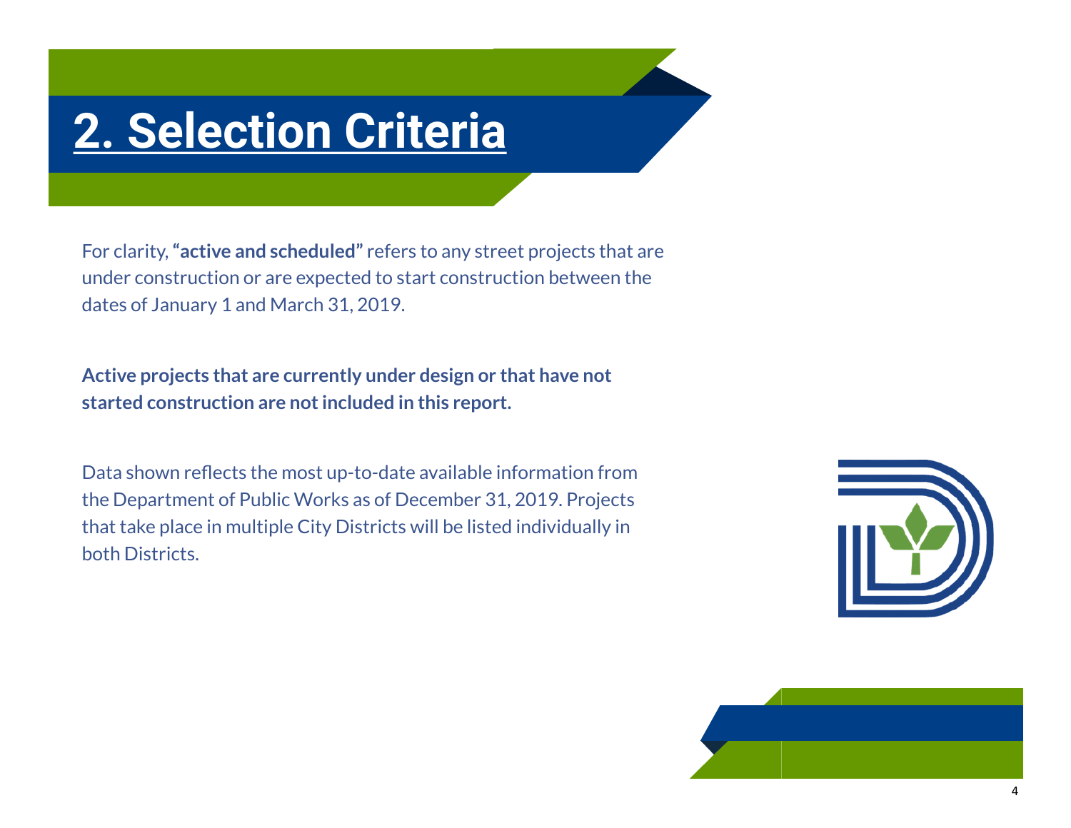# 2. Selection Criteria

For clarity, **"active and scheduled"** refers to any street projects that are under construction or are expected to start construction between the dates of January 1 and March 31, 2019.

**Active projects that are currently under design or that have not started construction are not included in this report.**

Data shown reflects the most up-to-date available information from the Department of Public Works as of December 31, 2019. Projects that take place in multiple City Districts will be listed individually in both Districts.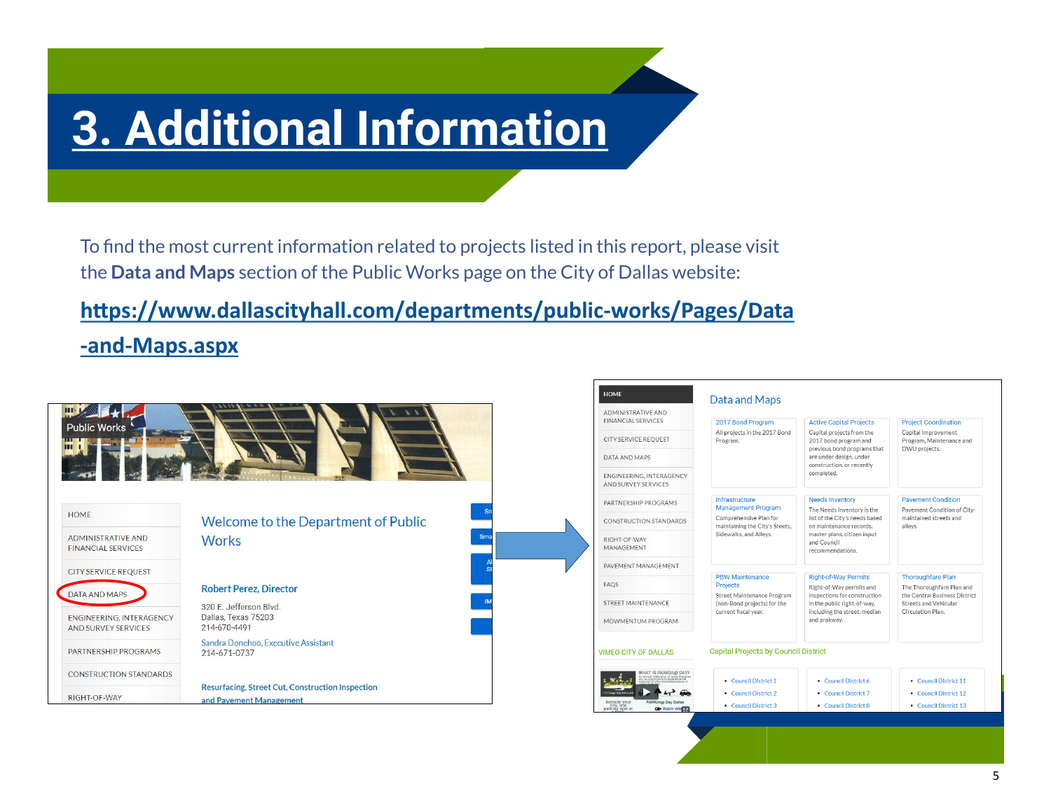# 3. Additional Information

To find the most current information related to projects listed in this report, please visit the **Data and Maps** section of the Public Works page on the City of Dallas website:

**https://www.dallascityhall.com/departments/public-works/Pages/Data-and-Maps.aspx**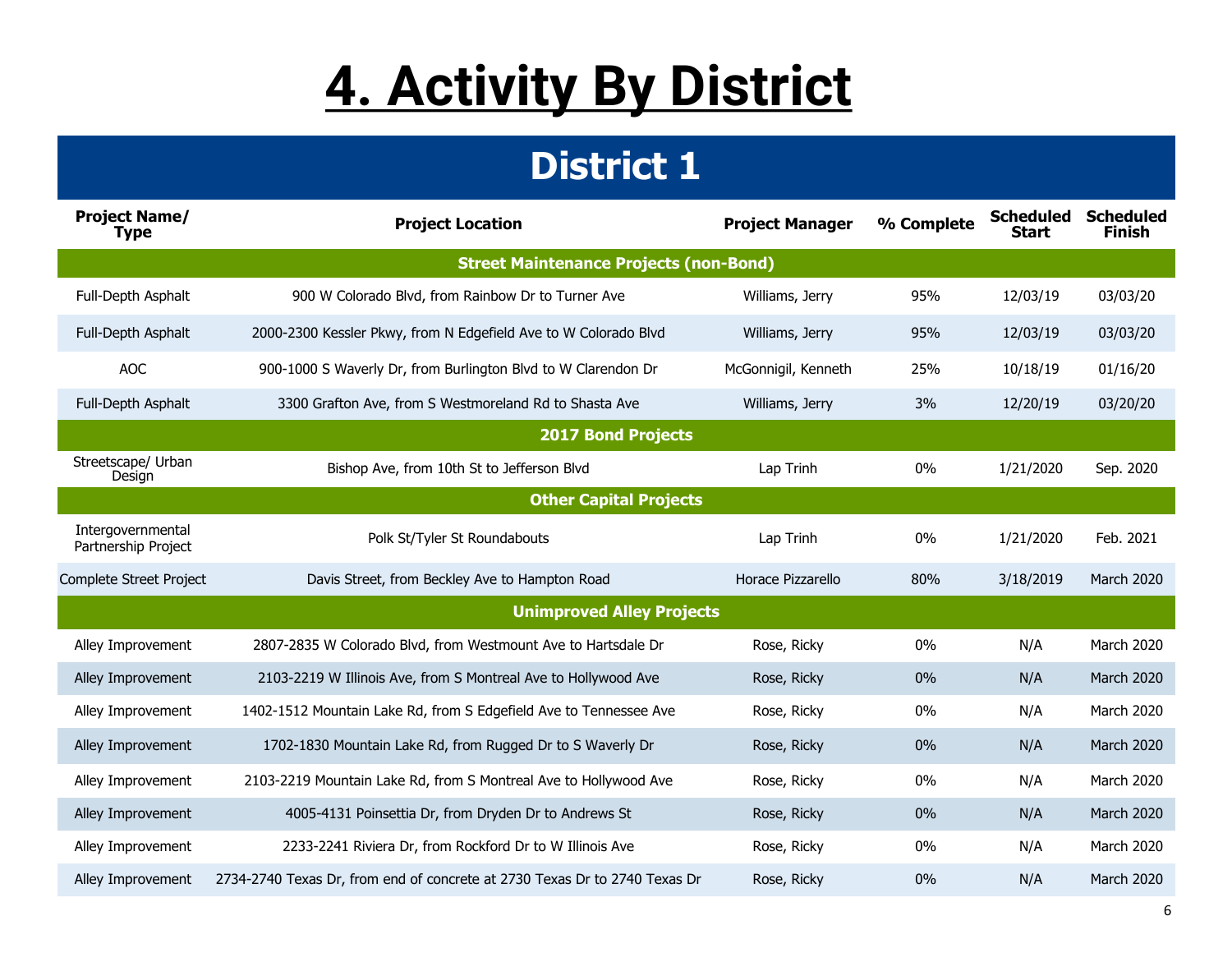# 4. Activity By District

## District 1

| Project Name/ Type | Project Location | Project Manager | % Complete | Scheduled Start | Scheduled Finish |
|---|---|---|---|---|---|
| **Street Maintenance Projects (non-Bond)** | | | | | |
| Full-Depth Asphalt | 900 W Colorado Blvd, from Rainbow Dr to Turner Ave | Williams, Jerry | 95% | 12/03/19 | 03/03/20 |
| Full-Depth Asphalt | 2000-2300 Kessler Pkwy, from N Edgefield Ave to W Colorado Blvd | Williams, Jerry | 95% | 12/03/19 | 03/03/20 |
| AOC | 900-1000 S Waverly Dr, from Burlington Blvd to W Clarendon Dr | McGonnigil, Kenneth | 25% | 10/18/19 | 01/16/20 |
| Full-Depth Asphalt | 3300 Grafton Ave, from S Westmoreland Rd to Shasta Ave | Williams, Jerry | 3% | 12/20/19 | 03/20/20 |
| **2017 Bond Projects** | | | | | |
| Streetscape/ Urban Design | Bishop Ave, from 10th St to Jefferson Blvd | Lap Trinh | 0% | 1/21/2020 | Sep. 2020 |
| **Other Capital Projects** | | | | | |
| Intergovernmental Partnership Project | Polk St/Tyler St Roundabouts | Lap Trinh | 0% | 1/21/2020 | Feb. 2021 |
| Complete Street Project | Davis Street, from Beckley Ave to Hampton Road | Horace Pizzarello | 80% | 3/18/2019 | March 2020 |
| **Unimproved Alley Projects** | | | | | |
| Alley Improvement | 2807-2835 W Colorado Blvd, from Westmount Ave to Hartsdale Dr | Rose, Ricky | 0% | N/A | March 2020 |
| Alley Improvement | 2103-2219 W Illinois Ave, from S Montreal Ave to Hollywood Ave | Rose, Ricky | 0% | N/A | March 2020 |
| Alley Improvement | 1402-1512 Mountain Lake Rd, from S Edgefield Ave to Tennessee Ave | Rose, Ricky | 0% | N/A | March 2020 |
| Alley Improvement | 1702-1830 Mountain Lake Rd, from Rugged Dr to S Waverly Dr | Rose, Ricky | 0% | N/A | March 2020 |
| Alley Improvement | 2103-2219 Mountain Lake Rd, from S Montreal Ave to Hollywood Ave | Rose, Ricky | 0% | N/A | March 2020 |
| Alley Improvement | 4005-4131 Poinsettia Dr, from Dryden Dr to Andrews St | Rose, Ricky | 0% | N/A | March 2020 |
| Alley Improvement | 2233-2241 Riviera Dr, from Rockford Dr to W Illinois Ave | Rose, Ricky | 0% | N/A | March 2020 |
| Alley Improvement | 2734-2740 Texas Dr, from end of concrete at 2730 Texas Dr to 2740 Texas Dr | Rose, Ricky | 0% | N/A | March 2020 |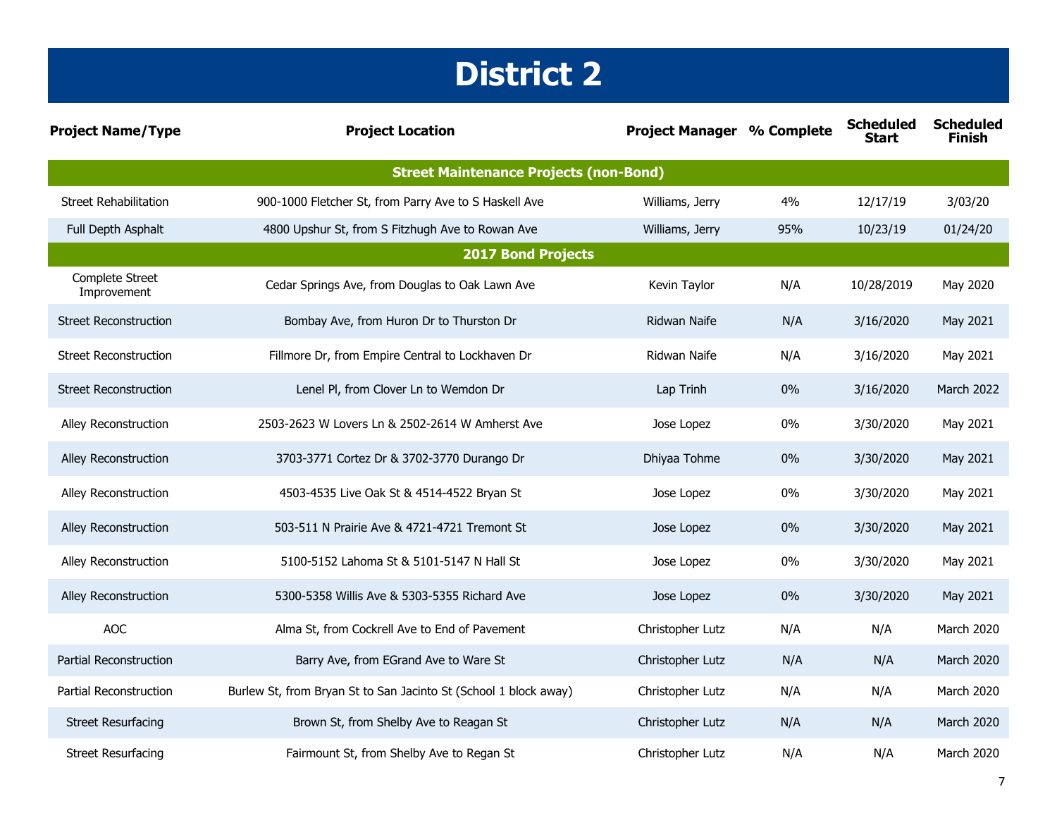# District 2

| Project Name/Type | Project Location | Project Manager | % Complete | Scheduled Start | Scheduled Finish |
|---|---|---|---|---|---|
| **Street Maintenance Projects (non-Bond)** | | | | | |
| Street Rehabilitation | 900-1000 Fletcher St, from Parry Ave to S Haskell Ave | Williams, Jerry | 4% | 12/17/19 | 3/03/20 |
| Full Depth Asphalt | 4800 Upshur St, from S Fitzhugh Ave to Rowan Ave | Williams, Jerry | 95% | 10/23/19 | 01/24/20 |
| **2017 Bond Projects** | | | | | |
| Complete Street Improvement | Cedar Springs Ave, from Douglas to Oak Lawn Ave | Kevin Taylor | N/A | 10/28/2019 | May 2020 |
| Street Reconstruction | Bombay Ave, from Huron Dr to Thurston Dr | Ridwan Naife | N/A | 3/16/2020 | May 2021 |
| Street Reconstruction | Fillmore Dr, from Empire Central to Lockhaven Dr | Ridwan Naife | N/A | 3/16/2020 | May 2021 |
| Street Reconstruction | Lenel Pl, from Clover Ln to Wemdon Dr | Lap Trinh | 0% | 3/16/2020 | March 2022 |
| Alley Reconstruction | 2503-2623 W Lovers Ln & 2502-2614 W Amherst Ave | Jose Lopez | 0% | 3/30/2020 | May 2021 |
| Alley Reconstruction | 3703-3771 Cortez Dr & 3702-3770 Durango Dr | Dhiyaa Tohme | 0% | 3/30/2020 | May 2021 |
| Alley Reconstruction | 4503-4535 Live Oak St & 4514-4522 Bryan St | Jose Lopez | 0% | 3/30/2020 | May 2021 |
| Alley Reconstruction | 503-511 N Prairie Ave & 4721-4721 Tremont St | Jose Lopez | 0% | 3/30/2020 | May 2021 |
| Alley Reconstruction | 5100-5152 Lahoma St & 5101-5147 N Hall St | Jose Lopez | 0% | 3/30/2020 | May 2021 |
| Alley Reconstruction | 5300-5358 Willis Ave & 5303-5355 Richard Ave | Jose Lopez | 0% | 3/30/2020 | May 2021 |
| AOC | Alma St, from Cockrell Ave to End of Pavement | Christopher Lutz | N/A | N/A | March 2020 |
| Partial Reconstruction | Barry Ave, from EGrand Ave to Ware St | Christopher Lutz | N/A | N/A | March 2020 |
| Partial Reconstruction | Burlew St, from Bryan St to San Jacinto St (School 1 block away) | Christopher Lutz | N/A | N/A | March 2020 |
| Street Resurfacing | Brown St, from Shelby Ave to Reagan St | Christopher Lutz | N/A | N/A | March 2020 |
| Street Resurfacing | Fairmount St, from Shelby Ave to Regan St | Christopher Lutz | N/A | N/A | March 2020 |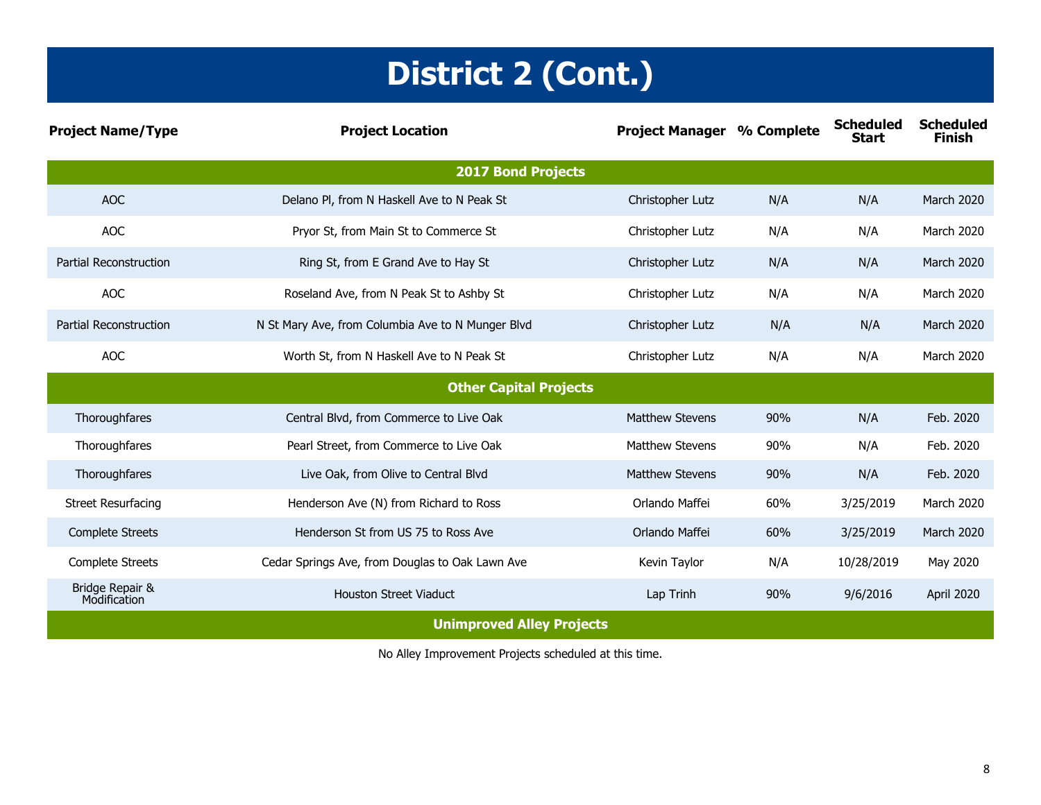# District 2 (Cont.)

| Project Name/Type | Project Location | Project Manager | % Complete | Scheduled Start | Scheduled Finish |
|---|---|---|---|---|---|
| **2017 Bond Projects** | | | | | |
| AOC | Delano Pl, from N Haskell Ave to N Peak St | Christopher Lutz | N/A | N/A | March 2020 |
| AOC | Pryor St, from Main St to Commerce St | Christopher Lutz | N/A | N/A | March 2020 |
| Partial Reconstruction | Ring St, from E Grand Ave to Hay St | Christopher Lutz | N/A | N/A | March 2020 |
| AOC | Roseland Ave, from N Peak St to Ashby St | Christopher Lutz | N/A | N/A | March 2020 |
| Partial Reconstruction | N St Mary Ave, from Columbia Ave to N Munger Blvd | Christopher Lutz | N/A | N/A | March 2020 |
| AOC | Worth St, from N Haskell Ave to N Peak St | Christopher Lutz | N/A | N/A | March 2020 |
| **Other Capital Projects** | | | | | |
| Thoroughfares | Central Blvd, from Commerce to Live Oak | Matthew Stevens | 90% | N/A | Feb. 2020 |
| Thoroughfares | Pearl Street, from Commerce to Live Oak | Matthew Stevens | 90% | N/A | Feb. 2020 |
| Thoroughfares | Live Oak, from Olive to Central Blvd | Matthew Stevens | 90% | N/A | Feb. 2020 |
| Street Resurfacing | Henderson Ave (N) from Richard to Ross | Orlando Maffei | 60% | 3/25/2019 | March 2020 |
| Complete Streets | Henderson St from US 75 to Ross Ave | Orlando Maffei | 60% | 3/25/2019 | March 2020 |
| Complete Streets | Cedar Springs Ave, from Douglas to Oak Lawn Ave | Kevin Taylor | N/A | 10/28/2019 | May 2020 |
| Bridge Repair & Modification | Houston Street Viaduct | Lap Trinh | 90% | 9/6/2016 | April 2020 |
| **Unimproved Alley Projects** | | | | | |

No Alley Improvement Projects scheduled at this time.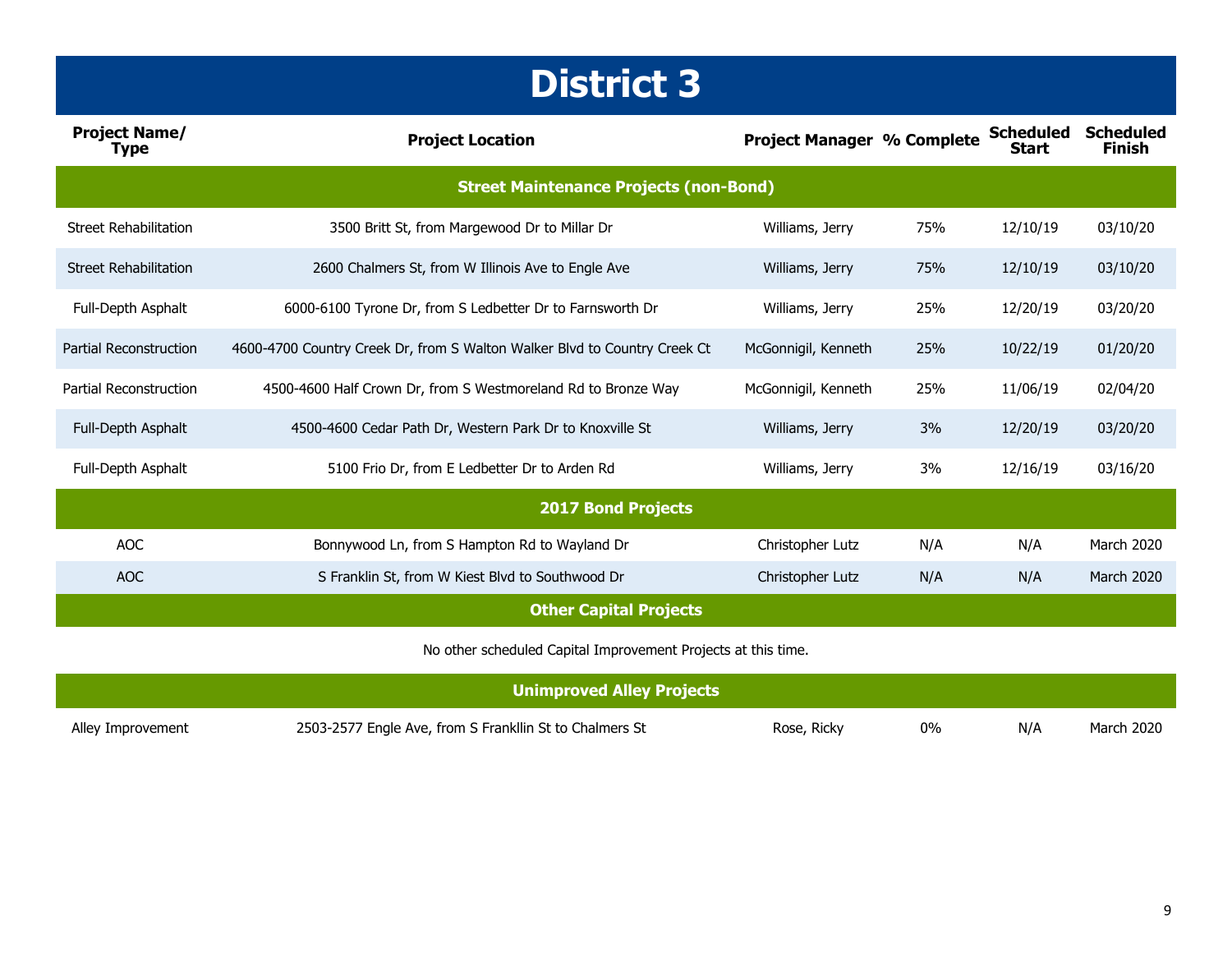# District 3

| Project Name/ Type | Project Location | Project Manager | % Complete | Scheduled Start | Scheduled Finish |
|---|---|---|---|---|---|
| **Street Maintenance Projects (non-Bond)** | | | | | |
| Street Rehabilitation | 3500 Britt St, from Margewood Dr to Millar Dr | Williams, Jerry | 75% | 12/10/19 | 03/10/20 |
| Street Rehabilitation | 2600 Chalmers St, from W Illinois Ave to Engle Ave | Williams, Jerry | 75% | 12/10/19 | 03/10/20 |
| Full-Depth Asphalt | 6000-6100 Tyrone Dr, from S Ledbetter Dr to Farnsworth Dr | Williams, Jerry | 25% | 12/20/19 | 03/20/20 |
| Partial Reconstruction | 4600-4700 Country Creek Dr, from S Walton Walker Blvd to Country Creek Ct | McGonnigil, Kenneth | 25% | 10/22/19 | 01/20/20 |
| Partial Reconstruction | 4500-4600 Half Crown Dr, from S Westmoreland Rd to Bronze Way | McGonnigil, Kenneth | 25% | 11/06/19 | 02/04/20 |
| Full-Depth Asphalt | 4500-4600 Cedar Path Dr, Western Park Dr to Knoxville St | Williams, Jerry | 3% | 12/20/19 | 03/20/20 |
| Full-Depth Asphalt | 5100 Frio Dr, from E Ledbetter Dr to Arden Rd | Williams, Jerry | 3% | 12/16/19 | 03/16/20 |
| **2017 Bond Projects** | | | | | |
| AOC | Bonnywood Ln, from S Hampton Rd to Wayland Dr | Christopher Lutz | N/A | N/A | March 2020 |
| AOC | S Franklin St, from W Kiest Blvd to Southwood Dr | Christopher Lutz | N/A | N/A | March 2020 |
| **Other Capital Projects** | | | | | |
| No other scheduled Capital Improvement Projects at this time. | | | | | |
| **Unimproved Alley Projects** | | | | | |
| Alley Improvement | 2503-2577 Engle Ave, from S Frankllin St to Chalmers St | Rose, Ricky | 0% | N/A | March 2020 |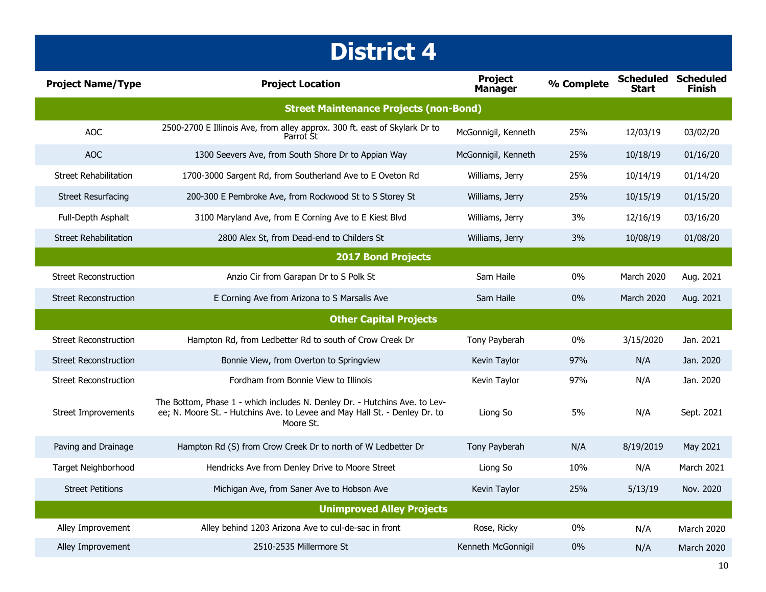# District 4

| Project Name/Type | Project Location | Project Manager | % Complete | Scheduled Start | Scheduled Finish |
|---|---|---|---|---|---|
| **Street Maintenance Projects (non-Bond)** | | | | | |
| AOC | 2500-2700 E Illinois Ave, from alley approx. 300 ft. east of Skylark Dr to Parrot St | McGonnigil, Kenneth | 25% | 12/03/19 | 03/02/20 |
| AOC | 1300 Seevers Ave, from South Shore Dr to Appian Way | McGonnigil, Kenneth | 25% | 10/18/19 | 01/16/20 |
| Street Rehabilitation | 1700-3000 Sargent Rd, from Southerland Ave to E Oveton Rd | Williams, Jerry | 25% | 10/14/19 | 01/14/20 |
| Street Resurfacing | 200-300 E Pembroke Ave, from Rockwood St to S Storey St | Williams, Jerry | 25% | 10/15/19 | 01/15/20 |
| Full-Depth Asphalt | 3100 Maryland Ave, from E Corning Ave to E Kiest Blvd | Williams, Jerry | 3% | 12/16/19 | 03/16/20 |
| Street Rehabilitation | 2800 Alex St, from Dead-end to Childers St | Williams, Jerry | 3% | 10/08/19 | 01/08/20 |
| **2017 Bond Projects** | | | | | |
| Street Reconstruction | Anzio Cir from Garapan Dr to S Polk St | Sam Haile | 0% | March 2020 | Aug. 2021 |
| Street Reconstruction | E Corning Ave from Arizona to S Marsalis Ave | Sam Haile | 0% | March 2020 | Aug. 2021 |
| **Other Capital Projects** | | | | | |
| Street Reconstruction | Hampton Rd, from Ledbetter Rd to south of Crow Creek Dr | Tony Payberah | 0% | 3/15/2020 | Jan. 2021 |
| Street Reconstruction | Bonnie View, from Overton to Springview | Kevin Taylor | 97% | N/A | Jan. 2020 |
| Street Reconstruction | Fordham from Bonnie View to Illinois | Kevin Taylor | 97% | N/A | Jan. 2020 |
| Street Improvements | The Bottom, Phase 1 - which includes N. Denley Dr. - Hutchins Ave. to Levee; N. Moore St. - Hutchins Ave. to Levee and May Hall St. - Denley Dr. to Moore St. | Liong So | 5% | N/A | Sept. 2021 |
| Paving and Drainage | Hampton Rd (S) from Crow Creek Dr to north of W Ledbetter Dr | Tony Payberah | N/A | 8/19/2019 | May 2021 |
| Target Neighborhood | Hendricks Ave from Denley Drive to Moore Street | Liong So | 10% | N/A | March 2021 |
| Street Petitions | Michigan Ave, from Saner Ave to Hobson Ave | Kevin Taylor | 25% | 5/13/19 | Nov. 2020 |
| **Unimproved Alley Projects** | | | | | |
| Alley Improvement | Alley behind 1203 Arizona Ave to cul-de-sac in front | Rose, Ricky | 0% | N/A | March 2020 |
| Alley Improvement | 2510-2535 Millermore St | Kenneth McGonnigil | 0% | N/A | March 2020 |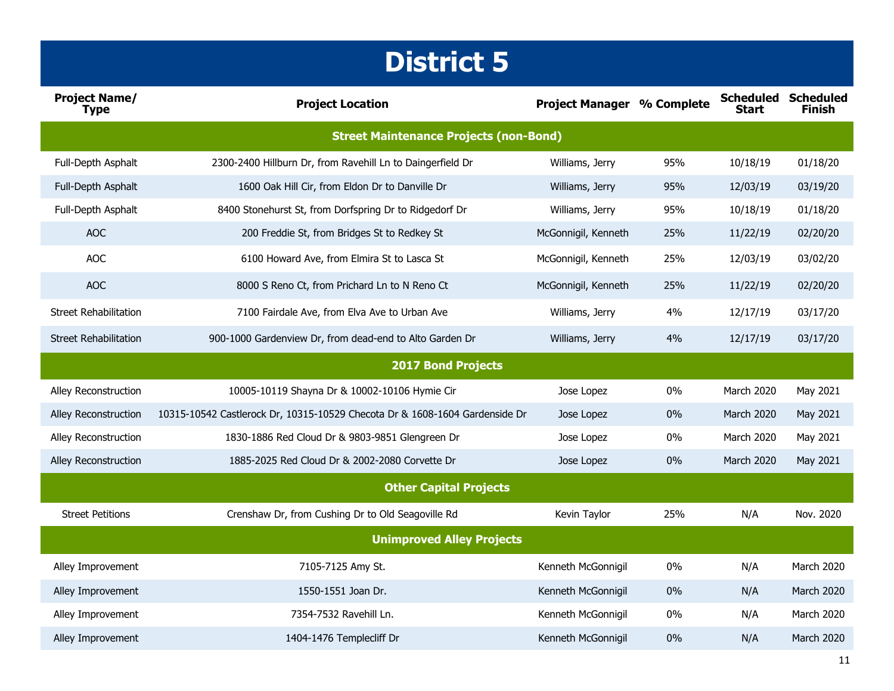# District 5

| Project Name/ Type | Project Location | Project Manager | % Complete | Scheduled Start | Scheduled Finish |
|---|---|---|---|---|---|
| **Street Maintenance Projects (non-Bond)** | | | | | |
| Full-Depth Asphalt | 2300-2400 Hillburn Dr, from Ravehill Ln to Daingerfield Dr | Williams, Jerry | 95% | 10/18/19 | 01/18/20 |
| Full-Depth Asphalt | 1600 Oak Hill Cir, from Eldon Dr to Danville Dr | Williams, Jerry | 95% | 12/03/19 | 03/19/20 |
| Full-Depth Asphalt | 8400 Stonehurst St, from Dorfspring Dr to Ridgedorf Dr | Williams, Jerry | 95% | 10/18/19 | 01/18/20 |
| AOC | 200 Freddie St, from Bridges St to Redkey St | McGonnigil, Kenneth | 25% | 11/22/19 | 02/20/20 |
| AOC | 6100 Howard Ave, from Elmira St to Lasca St | McGonnigil, Kenneth | 25% | 12/03/19 | 03/02/20 |
| AOC | 8000 S Reno Ct, from Prichard Ln to N Reno Ct | McGonnigil, Kenneth | 25% | 11/22/19 | 02/20/20 |
| Street Rehabilitation | 7100 Fairdale Ave, from Elva Ave to Urban Ave | Williams, Jerry | 4% | 12/17/19 | 03/17/20 |
| Street Rehabilitation | 900-1000 Gardenview Dr, from dead-end to Alto Garden Dr | Williams, Jerry | 4% | 12/17/19 | 03/17/20 |
| **2017 Bond Projects** | | | | | |
| Alley Reconstruction | 10005-10119 Shayna Dr & 10002-10106 Hymie Cir | Jose Lopez | 0% | March 2020 | May 2021 |
| Alley Reconstruction | 10315-10542 Castlerock Dr, 10315-10529 Checota Dr & 1608-1604 Gardenside Dr | Jose Lopez | 0% | March 2020 | May 2021 |
| Alley Reconstruction | 1830-1886 Red Cloud Dr & 9803-9851 Glengreen Dr | Jose Lopez | 0% | March 2020 | May 2021 |
| Alley Reconstruction | 1885-2025 Red Cloud Dr & 2002-2080 Corvette Dr | Jose Lopez | 0% | March 2020 | May 2021 |
| **Other Capital Projects** | | | | | |
| Street Petitions | Crenshaw Dr, from Cushing Dr to Old Seagoville Rd | Kevin Taylor | 25% | N/A | Nov. 2020 |
| **Unimproved Alley Projects** | | | | | |
| Alley Improvement | 7105-7125 Amy St. | Kenneth McGonnigil | 0% | N/A | March 2020 |
| Alley Improvement | 1550-1551 Joan Dr. | Kenneth McGonnigil | 0% | N/A | March 2020 |
| Alley Improvement | 7354-7532 Ravehill Ln. | Kenneth McGonnigil | 0% | N/A | March 2020 |
| Alley Improvement | 1404-1476 Templecliff Dr | Kenneth McGonnigil | 0% | N/A | March 2020 |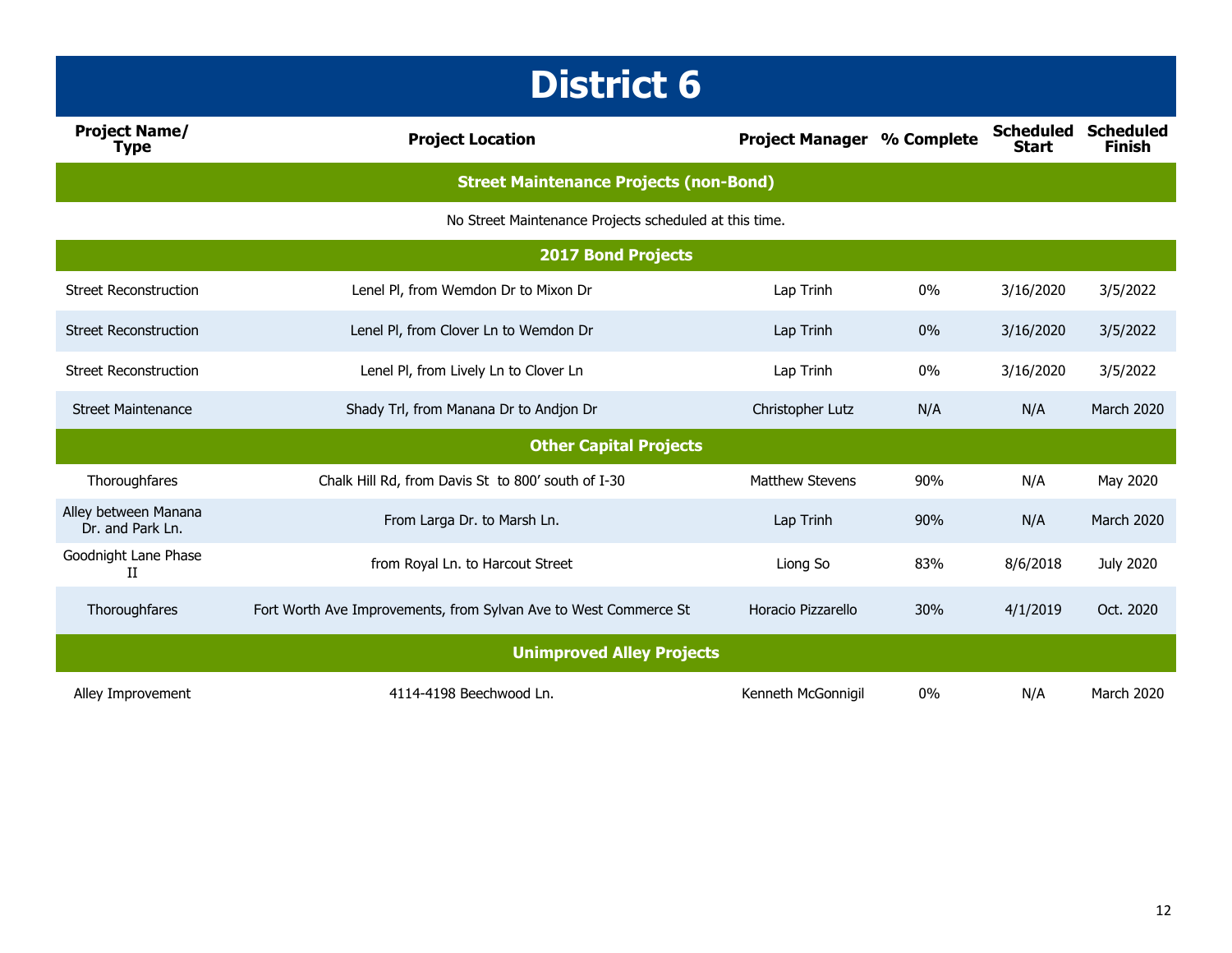# District 6

| Project Name/ Type | Project Location | Project Manager | % Complete | Scheduled Start | Scheduled Finish |
|---|---|---|---|---|---|
| **Street Maintenance Projects (non-Bond)** | | | | | |
| No Street Maintenance Projects scheduled at this time. | | | | | |
| **2017 Bond Projects** | | | | | |
| Street Reconstruction | Lenel Pl, from Wemdon Dr to Mixon Dr | Lap Trinh | 0% | 3/16/2020 | 3/5/2022 |
| Street Reconstruction | Lenel Pl, from Clover Ln to Wemdon Dr | Lap Trinh | 0% | 3/16/2020 | 3/5/2022 |
| Street Reconstruction | Lenel Pl, from Lively Ln to Clover Ln | Lap Trinh | 0% | 3/16/2020 | 3/5/2022 |
| Street Maintenance | Shady Trl, from Manana Dr to Andjon Dr | Christopher Lutz | N/A | N/A | March 2020 |
| **Other Capital Projects** | | | | | |
| Thoroughfares | Chalk Hill Rd, from Davis St to 800' south of I-30 | Matthew Stevens | 90% | N/A | May 2020 |
| Alley between Manana Dr. and Park Ln. | From Larga Dr. to Marsh Ln. | Lap Trinh | 90% | N/A | March 2020 |
| Goodnight Lane Phase II | from Royal Ln. to Harcout Street | Liong So | 83% | 8/6/2018 | July 2020 |
| Thoroughfares | Fort Worth Ave Improvements, from Sylvan Ave to West Commerce St | Horacio Pizzarello | 30% | 4/1/2019 | Oct. 2020 |
| **Unimproved Alley Projects** | | | | | |
| Alley Improvement | 4114-4198 Beechwood Ln. | Kenneth McGonnigil | 0% | N/A | March 2020 |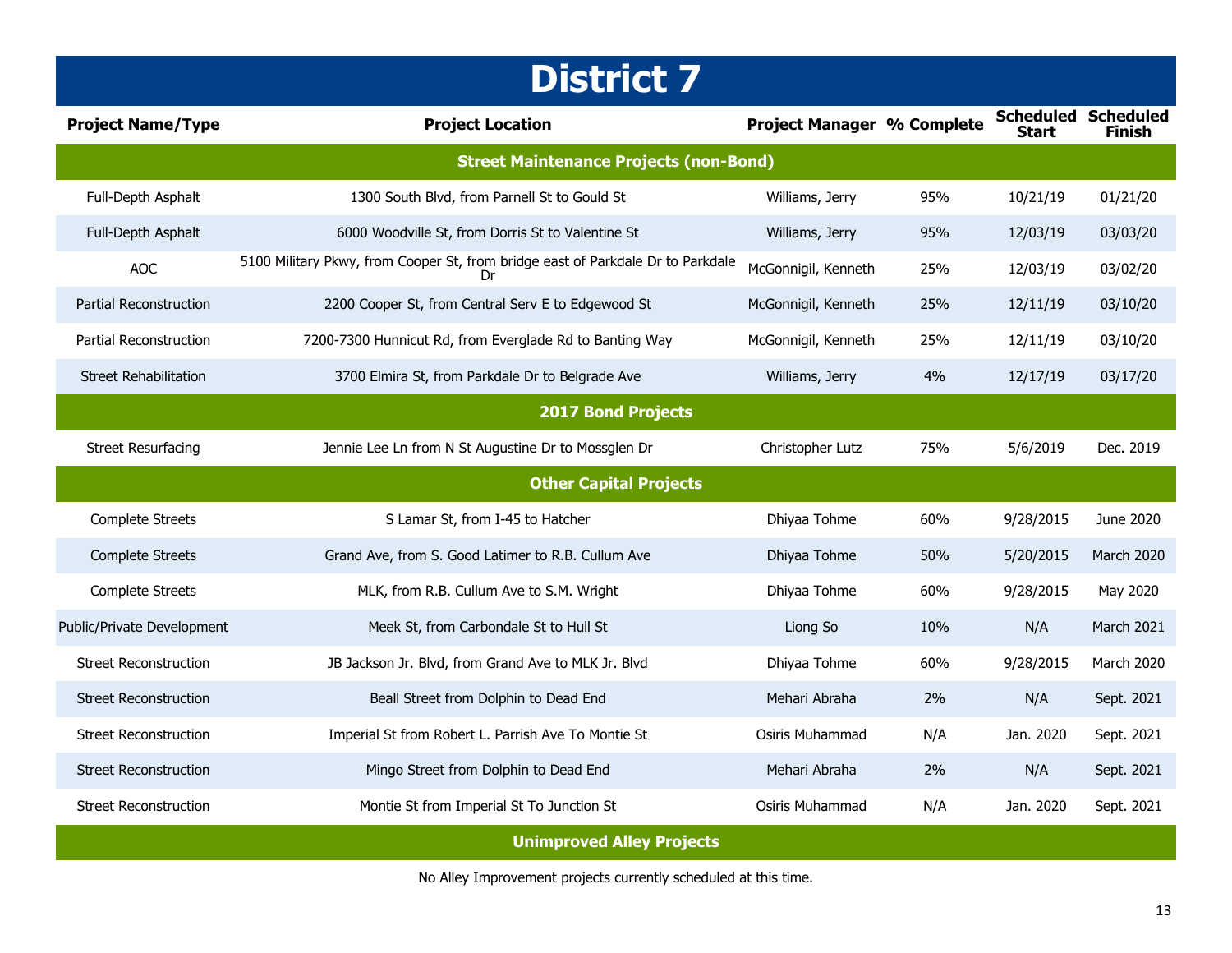# District 7

| Project Name/Type | Project Location | Project Manager | % Complete | Scheduled Start | Scheduled Finish |
|---|---|---|---|---|---|
| **Street Maintenance Projects (non-Bond)** | | | | | |
| Full-Depth Asphalt | 1300 South Blvd, from Parnell St to Gould St | Williams, Jerry | 95% | 10/21/19 | 01/21/20 |
| Full-Depth Asphalt | 6000 Woodville St, from Dorris St to Valentine St | Williams, Jerry | 95% | 12/03/19 | 03/03/20 |
| AOC | 5100 Military Pkwy, from Cooper St, from bridge east of Parkdale Dr to Parkdale Dr | McGonnigil, Kenneth | 25% | 12/03/19 | 03/02/20 |
| Partial Reconstruction | 2200 Cooper St, from Central Serv E to Edgewood St | McGonnigil, Kenneth | 25% | 12/11/19 | 03/10/20 |
| Partial Reconstruction | 7200-7300 Hunnicut Rd, from Everglade Rd to Banting Way | McGonnigil, Kenneth | 25% | 12/11/19 | 03/10/20 |
| Street Rehabilitation | 3700 Elmira St, from Parkdale Dr to Belgrade Ave | Williams, Jerry | 4% | 12/17/19 | 03/17/20 |
| **2017 Bond Projects** | | | | | |
| Street Resurfacing | Jennie Lee Ln from N St Augustine Dr to Mossglen Dr | Christopher Lutz | 75% | 5/6/2019 | Dec. 2019 |
| **Other Capital Projects** | | | | | |
| Complete Streets | S Lamar St, from I-45 to Hatcher | Dhiyaa Tohme | 60% | 9/28/2015 | June 2020 |
| Complete Streets | Grand Ave, from S. Good Latimer to R.B. Cullum Ave | Dhiyaa Tohme | 50% | 5/20/2015 | March 2020 |
| Complete Streets | MLK, from R.B. Cullum Ave to S.M. Wright | Dhiyaa Tohme | 60% | 9/28/2015 | May 2020 |
| Public/Private Development | Meek St, from Carbondale St to Hull St | Liong So | 10% | N/A | March 2021 |
| Street Reconstruction | JB Jackson Jr. Blvd, from Grand Ave to MLK Jr. Blvd | Dhiyaa Tohme | 60% | 9/28/2015 | March 2020 |
| Street Reconstruction | Beall Street from Dolphin to Dead End | Mehari Abraha | 2% | N/A | Sept. 2021 |
| Street Reconstruction | Imperial St from Robert L. Parrish Ave To Montie St | Osiris Muhammad | N/A | Jan. 2020 | Sept. 2021 |
| Street Reconstruction | Mingo Street from Dolphin to Dead End | Mehari Abraha | 2% | N/A | Sept. 2021 |
| Street Reconstruction | Montie St from Imperial St To Junction St | Osiris Muhammad | N/A | Jan. 2020 | Sept. 2021 |
| **Unimproved Alley Projects** | | | | | |

No Alley Improvement projects currently scheduled at this time.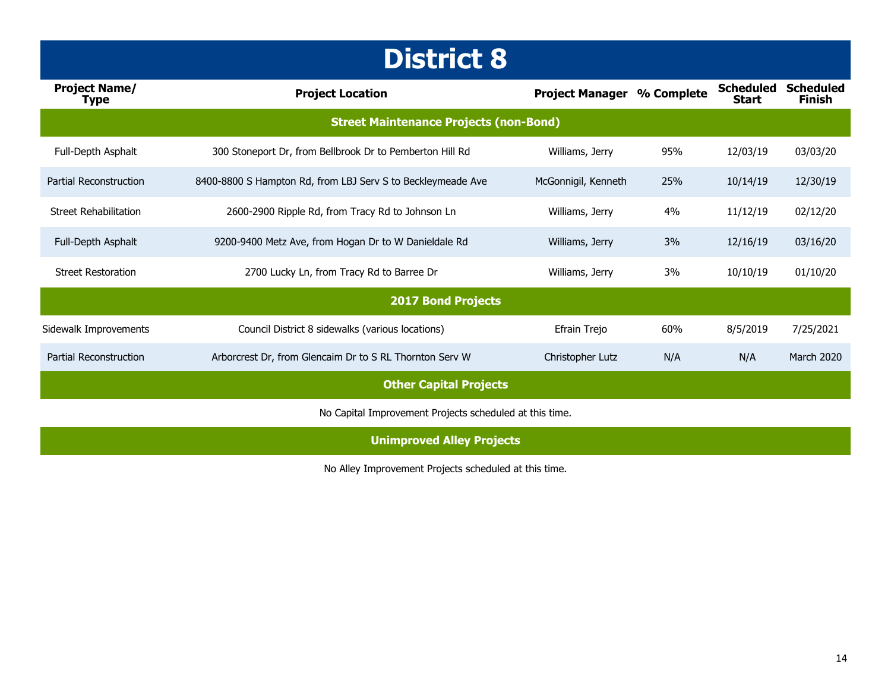# District 8

| Project Name/ Type | Project Location | Project Manager | % Complete | Scheduled Start | Scheduled Finish |
|---|---|---|---|---|---|
| **Street Maintenance Projects (non-Bond)** | | | | | |
| Full-Depth Asphalt | 300 Stoneport Dr, from Bellbrook Dr to Pemberton Hill Rd | Williams, Jerry | 95% | 12/03/19 | 03/03/20 |
| Partial Reconstruction | 8400-8800 S Hampton Rd, from LBJ Serv S to Beckleymeade Ave | McGonnigil, Kenneth | 25% | 10/14/19 | 12/30/19 |
| Street Rehabilitation | 2600-2900 Ripple Rd, from Tracy Rd to Johnson Ln | Williams, Jerry | 4% | 11/12/19 | 02/12/20 |
| Full-Depth Asphalt | 9200-9400 Metz Ave, from Hogan Dr to W Danieldale Rd | Williams, Jerry | 3% | 12/16/19 | 03/16/20 |
| Street Restoration | 2700 Lucky Ln, from Tracy Rd to Barree Dr | Williams, Jerry | 3% | 10/10/19 | 01/10/20 |
| **2017 Bond Projects** | | | | | |
| Sidewalk Improvements | Council District 8 sidewalks (various locations) | Efrain Trejo | 60% | 8/5/2019 | 7/25/2021 |
| Partial Reconstruction | Arborcrest Dr, from Glencaim Dr to S RL Thornton Serv W | Christopher Lutz | N/A | N/A | March 2020 |
| **Other Capital Projects** | | | | | |
| No Capital Improvement Projects scheduled at this time. | | | | | |
| **Unimproved Alley Projects** | | | | | |
| No Alley Improvement Projects scheduled at this time. | | | | | |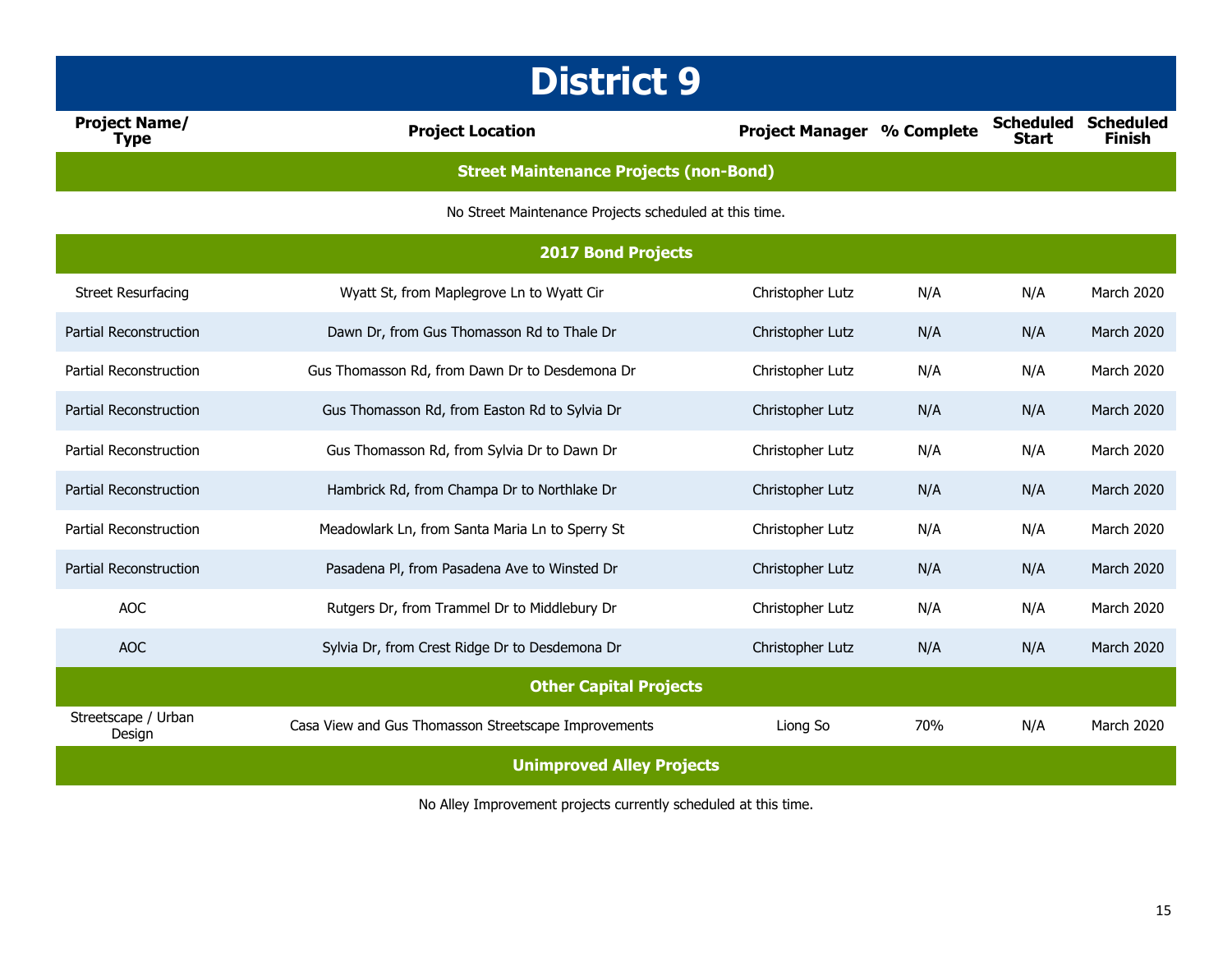# District 9

| Project Name/ Type | Project Location | Project Manager | % Complete | Scheduled Start | Scheduled Finish |
|---|---|---|---|---|---|
| **Street Maintenance Projects (non-Bond)** | | | | | |
| No Street Maintenance Projects scheduled at this time. | | | | | |
| **2017 Bond Projects** | | | | | |
| Street Resurfacing | Wyatt St, from Maplegrove Ln to Wyatt Cir | Christopher Lutz | N/A | N/A | March 2020 |
| Partial Reconstruction | Dawn Dr, from Gus Thomasson Rd to Thale Dr | Christopher Lutz | N/A | N/A | March 2020 |
| Partial Reconstruction | Gus Thomasson Rd, from Dawn Dr to Desdemona Dr | Christopher Lutz | N/A | N/A | March 2020 |
| Partial Reconstruction | Gus Thomasson Rd, from Easton Rd to Sylvia Dr | Christopher Lutz | N/A | N/A | March 2020 |
| Partial Reconstruction | Gus Thomasson Rd, from Sylvia Dr to Dawn Dr | Christopher Lutz | N/A | N/A | March 2020 |
| Partial Reconstruction | Hambrick Rd, from Champa Dr to Northlake Dr | Christopher Lutz | N/A | N/A | March 2020 |
| Partial Reconstruction | Meadowlark Ln, from Santa Maria Ln to Sperry St | Christopher Lutz | N/A | N/A | March 2020 |
| Partial Reconstruction | Pasadena Pl, from Pasadena Ave to Winsted Dr | Christopher Lutz | N/A | N/A | March 2020 |
| AOC | Rutgers Dr, from Trammel Dr to Middlebury Dr | Christopher Lutz | N/A | N/A | March 2020 |
| AOC | Sylvia Dr, from Crest Ridge Dr to Desdemona Dr | Christopher Lutz | N/A | N/A | March 2020 |
| **Other Capital Projects** | | | | | |
| Streetscape / Urban Design | Casa View and Gus Thomasson Streetscape Improvements | Liong So | 70% | N/A | March 2020 |
| **Unimproved Alley Projects** | | | | | |
| No Alley Improvement projects currently scheduled at this time. | | | | | |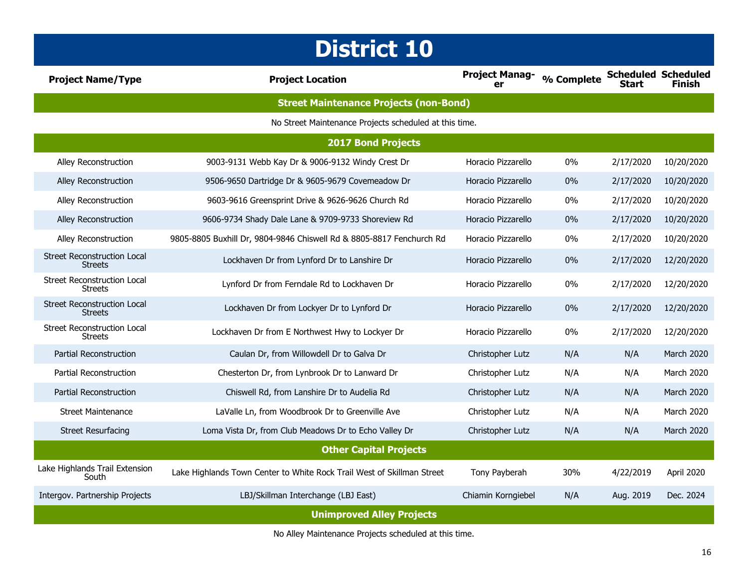# District 10

| Project Name/Type | Project Location | Project Manager | % Complete | Scheduled Start | Scheduled Finish |
|---|---|---|---|---|---|
| **Street Maintenance Projects (non-Bond)** | | | | | |
| No Street Maintenance Projects scheduled at this time. | | | | | |
| **2017 Bond Projects** | | | | | |
| Alley Reconstruction | 9003-9131 Webb Kay Dr & 9006-9132 Windy Crest Dr | Horacio Pizzarello | 0% | 2/17/2020 | 10/20/2020 |
| Alley Reconstruction | 9506-9650 Dartridge Dr & 9605-9679 Covemeadow Dr | Horacio Pizzarello | 0% | 2/17/2020 | 10/20/2020 |
| Alley Reconstruction | 9603-9616 Greensprint Drive & 9626-9626 Church Rd | Horacio Pizzarello | 0% | 2/17/2020 | 10/20/2020 |
| Alley Reconstruction | 9606-9734 Shady Dale Lane & 9709-9733 Shoreview Rd | Horacio Pizzarello | 0% | 2/17/2020 | 10/20/2020 |
| Alley Reconstruction | 9805-8805 Buxhill Dr, 9804-9846 Chiswell Rd & 8805-8817 Fenchurch Rd | Horacio Pizzarello | 0% | 2/17/2020 | 10/20/2020 |
| Street Reconstruction Local Streets | Lockhaven Dr from Lynford Dr to Lanshire Dr | Horacio Pizzarello | 0% | 2/17/2020 | 12/20/2020 |
| Street Reconstruction Local Streets | Lynford Dr from Ferndale Rd to Lockhaven Dr | Horacio Pizzarello | 0% | 2/17/2020 | 12/20/2020 |
| Street Reconstruction Local Streets | Lockhaven Dr from Lockyer Dr to Lynford Dr | Horacio Pizzarello | 0% | 2/17/2020 | 12/20/2020 |
| Street Reconstruction Local Streets | Lockhaven Dr from E Northwest Hwy to Lockyer Dr | Horacio Pizzarello | 0% | 2/17/2020 | 12/20/2020 |
| Partial Reconstruction | Caulan Dr, from Willowdell Dr to Galva Dr | Christopher Lutz | N/A | N/A | March 2020 |
| Partial Reconstruction | Chesterton Dr, from Lynbrook Dr to Lanward Dr | Christopher Lutz | N/A | N/A | March 2020 |
| Partial Reconstruction | Chiswell Rd, from Lanshire Dr to Audelia Rd | Christopher Lutz | N/A | N/A | March 2020 |
| Street Maintenance | LaValle Ln, from Woodbrook Dr to Greenville Ave | Christopher Lutz | N/A | N/A | March 2020 |
| Street Resurfacing | Loma Vista Dr, from Club Meadows Dr to Echo Valley Dr | Christopher Lutz | N/A | N/A | March 2020 |
| **Other Capital Projects** | | | | | |
| Lake Highlands Trail Extension South | Lake Highlands Town Center to White Rock Trail West of Skillman Street | Tony Payberah | 30% | 4/22/2019 | April 2020 |
| Intergov. Partnership Projects | LBJ/Skillman Interchange (LBJ East) | Chiamin Korngiebel | N/A | Aug. 2019 | Dec. 2024 |
| **Unimproved Alley Projects** | | | | | |
| No Alley Maintenance Projects scheduled at this time. | | | | | |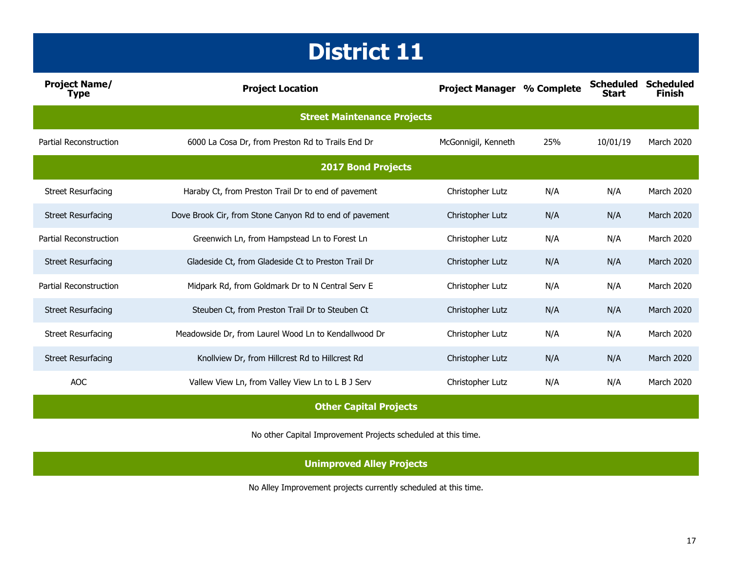# District 11

| Project Name/ Type | Project Location | Project Manager | % Complete | Scheduled Start | Scheduled Finish |
|---|---|---|---|---|---|
| **Street Maintenance Projects** | | | | | |
| Partial Reconstruction | 6000 La Cosa Dr, from Preston Rd to Trails End Dr | McGonnigil, Kenneth | 25% | 10/01/19 | March 2020 |
| **2017 Bond Projects** | | | | | |
| Street Resurfacing | Haraby Ct, from Preston Trail Dr to end of pavement | Christopher Lutz | N/A | N/A | March 2020 |
| Street Resurfacing | Dove Brook Cir, from Stone Canyon Rd to end of pavement | Christopher Lutz | N/A | N/A | March 2020 |
| Partial Reconstruction | Greenwich Ln, from Hampstead Ln to Forest Ln | Christopher Lutz | N/A | N/A | March 2020 |
| Street Resurfacing | Gladeside Ct, from Gladeside Ct to Preston Trail Dr | Christopher Lutz | N/A | N/A | March 2020 |
| Partial Reconstruction | Midpark Rd, from Goldmark Dr to N Central Serv E | Christopher Lutz | N/A | N/A | March 2020 |
| Street Resurfacing | Steuben Ct, from Preston Trail Dr to Steuben Ct | Christopher Lutz | N/A | N/A | March 2020 |
| Street Resurfacing | Meadowside Dr, from Laurel Wood Ln to Kendallwood Dr | Christopher Lutz | N/A | N/A | March 2020 |
| Street Resurfacing | Knollview Dr, from Hillcrest Rd to Hillcrest Rd | Christopher Lutz | N/A | N/A | March 2020 |
| AOC | Vallew View Ln, from Valley View Ln to L B J Serv | Christopher Lutz | N/A | N/A | March 2020 |

## Other Capital Projects

No other Capital Improvement Projects scheduled at this time.

## Unimproved Alley Projects

No Alley Improvement projects currently scheduled at this time.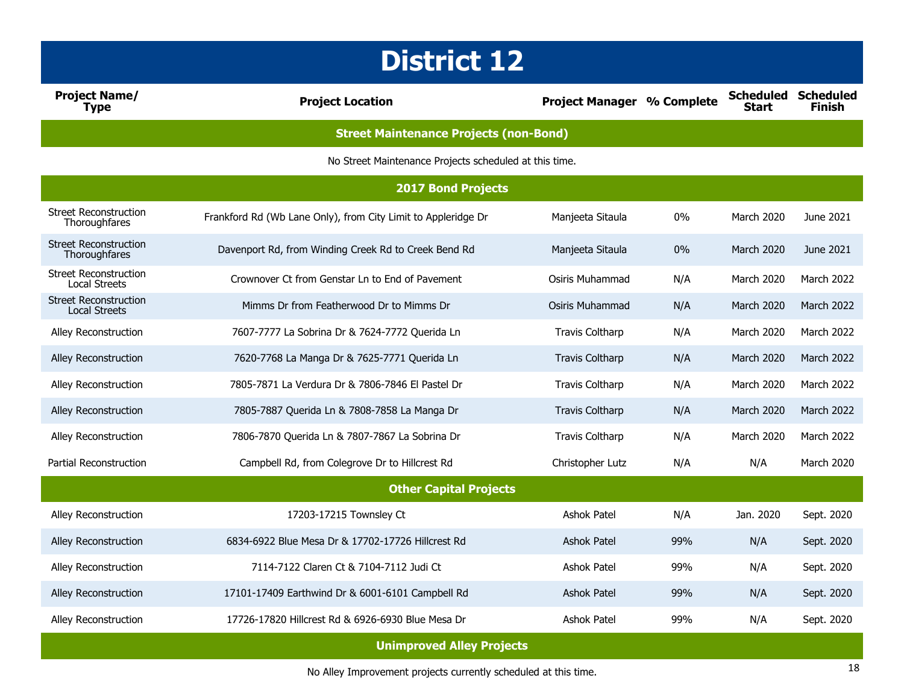# District 12

| Project Name/ Type | Project Location | Project Manager | % Complete | Scheduled Start | Scheduled Finish |
|---|---|---|---|---|---|
| **Street Maintenance Projects (non-Bond)** | | | | | |
| No Street Maintenance Projects scheduled at this time. | | | | | |
| **2017 Bond Projects** | | | | | |
| Street Reconstruction Thoroughfares | Frankford Rd (Wb Lane Only), from City Limit to Appleridge Dr | Manjeeta Sitaula | 0% | March 2020 | June 2021 |
| Street Reconstruction Thoroughfares | Davenport Rd, from Winding Creek Rd to Creek Bend Rd | Manjeeta Sitaula | 0% | March 2020 | June 2021 |
| Street Reconstruction Local Streets | Crownover Ct from Genstar Ln to End of Pavement | Osiris Muhammad | N/A | March 2020 | March 2022 |
| Street Reconstruction Local Streets | Mimms Dr from Featherwood Dr to Mimms Dr | Osiris Muhammad | N/A | March 2020 | March 2022 |
| Alley Reconstruction | 7607-7777 La Sobrina Dr & 7624-7772 Querida Ln | Travis Coltharp | N/A | March 2020 | March 2022 |
| Alley Reconstruction | 7620-7768 La Manga Dr & 7625-7771 Querida Ln | Travis Coltharp | N/A | March 2020 | March 2022 |
| Alley Reconstruction | 7805-7871 La Verdura Dr & 7806-7846 El Pastel Dr | Travis Coltharp | N/A | March 2020 | March 2022 |
| Alley Reconstruction | 7805-7887 Querida Ln & 7808-7858 La Manga Dr | Travis Coltharp | N/A | March 2020 | March 2022 |
| Alley Reconstruction | 7806-7870 Querida Ln & 7807-7867 La Sobrina Dr | Travis Coltharp | N/A | March 2020 | March 2022 |
| Partial Reconstruction | Campbell Rd, from Colegrove Dr to Hillcrest Rd | Christopher Lutz | N/A | N/A | March 2020 |
| **Other Capital Projects** | | | | | |
| Alley Reconstruction | 17203-17215 Townsley Ct | Ashok Patel | N/A | Jan. 2020 | Sept. 2020 |
| Alley Reconstruction | 6834-6922 Blue Mesa Dr & 17702-17726 Hillcrest Rd | Ashok Patel | 99% | N/A | Sept. 2020 |
| Alley Reconstruction | 7114-7122 Claren Ct & 7104-7112 Judi Ct | Ashok Patel | 99% | N/A | Sept. 2020 |
| Alley Reconstruction | 17101-17409 Earthwind Dr & 6001-6101 Campbell Rd | Ashok Patel | 99% | N/A | Sept. 2020 |
| Alley Reconstruction | 17726-17820 Hillcrest Rd & 6926-6930 Blue Mesa Dr | Ashok Patel | 99% | N/A | Sept. 2020 |
| **Unimproved Alley Projects** | | | | | |
| No Alley Improvement projects currently scheduled at this time. | | | | | |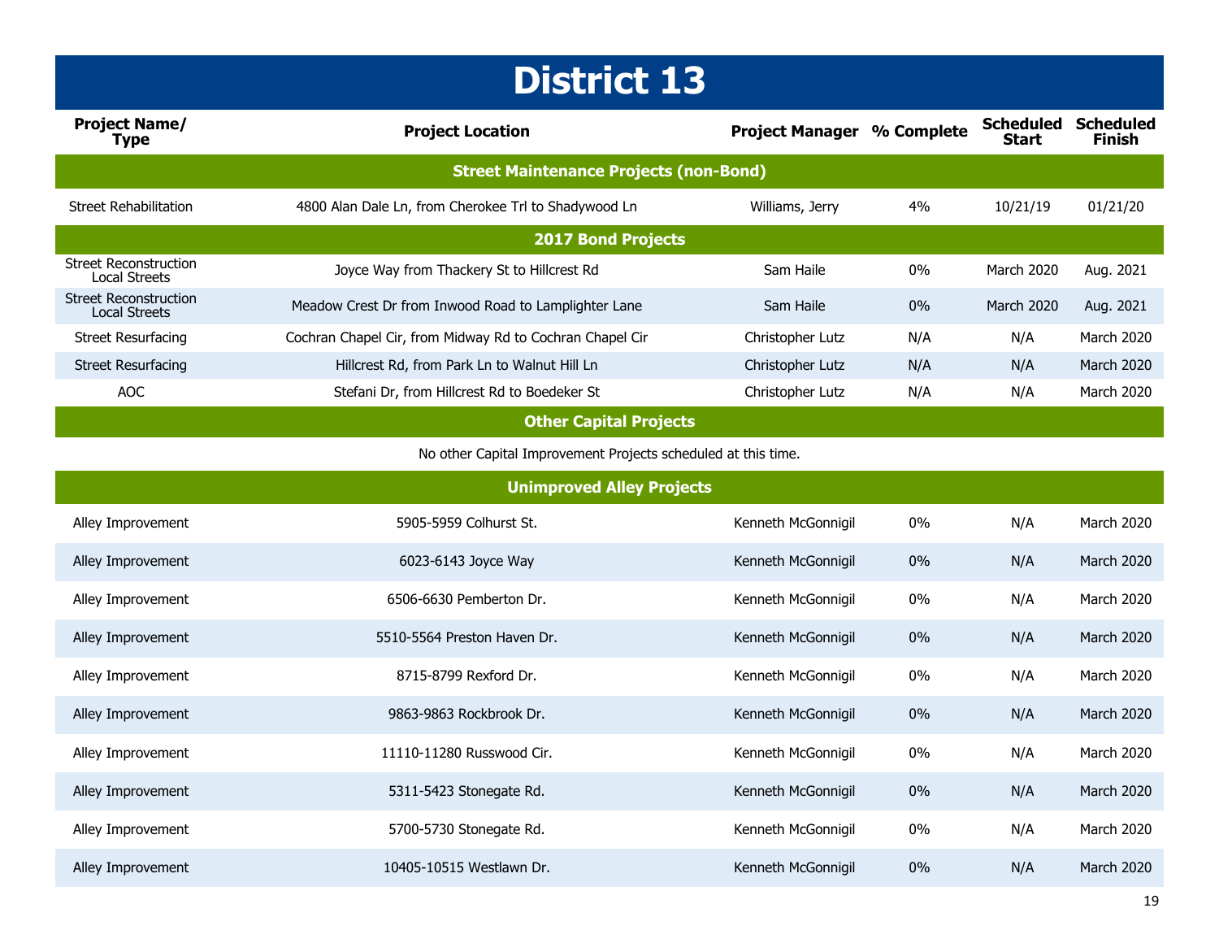# District 13

| Project Name/ Type | Project Location | Project Manager | % Complete | Scheduled Start | Scheduled Finish |
|---|---|---|---|---|---|
| **Street Maintenance Projects (non-Bond)** | | | | | |
| Street Rehabilitation | 4800 Alan Dale Ln, from Cherokee Trl to Shadywood Ln | Williams, Jerry | 4% | 10/21/19 | 01/21/20 |
| **2017 Bond Projects** | | | | | |
| Street Reconstruction Local Streets | Joyce Way from Thackery St to Hillcrest Rd | Sam Haile | 0% | March 2020 | Aug. 2021 |
| Street Reconstruction Local Streets | Meadow Crest Dr from Inwood Road to Lamplighter Lane | Sam Haile | 0% | March 2020 | Aug. 2021 |
| Street Resurfacing | Cochran Chapel Cir, from Midway Rd to Cochran Chapel Cir | Christopher Lutz | N/A | N/A | March 2020 |
| Street Resurfacing | Hillcrest Rd, from Park Ln to Walnut Hill Ln | Christopher Lutz | N/A | N/A | March 2020 |
| AOC | Stefani Dr, from Hillcrest Rd to Boedeker St | Christopher Lutz | N/A | N/A | March 2020 |
| **Other Capital Projects** | | | | | |
| No other Capital Improvement Projects scheduled at this time. | | | | | |
| **Unimproved Alley Projects** | | | | | |
| Alley Improvement | 5905-5959 Colhurst St. | Kenneth McGonnigil | 0% | N/A | March 2020 |
| Alley Improvement | 6023-6143 Joyce Way | Kenneth McGonnigil | 0% | N/A | March 2020 |
| Alley Improvement | 6506-6630 Pemberton Dr. | Kenneth McGonnigil | 0% | N/A | March 2020 |
| Alley Improvement | 5510-5564 Preston Haven Dr. | Kenneth McGonnigil | 0% | N/A | March 2020 |
| Alley Improvement | 8715-8799 Rexford Dr. | Kenneth McGonnigil | 0% | N/A | March 2020 |
| Alley Improvement | 9863-9863 Rockbrook Dr. | Kenneth McGonnigil | 0% | N/A | March 2020 |
| Alley Improvement | 11110-11280 Russwood Cir. | Kenneth McGonnigil | 0% | N/A | March 2020 |
| Alley Improvement | 5311-5423 Stonegate Rd. | Kenneth McGonnigil | 0% | N/A | March 2020 |
| Alley Improvement | 5700-5730 Stonegate Rd. | Kenneth McGonnigil | 0% | N/A | March 2020 |
| Alley Improvement | 10405-10515 Westlawn Dr. | Kenneth McGonnigil | 0% | N/A | March 2020 |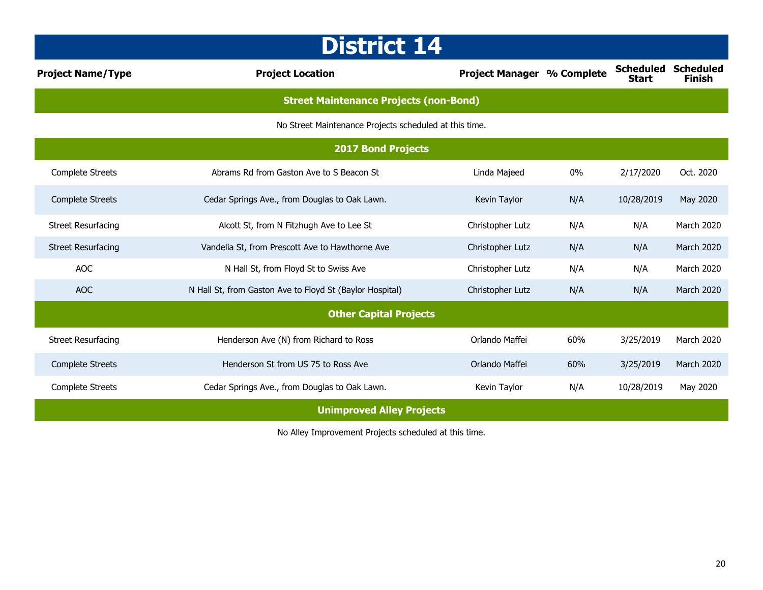# District 14

| Project Name/Type | Project Location | Project Manager | % Complete | Scheduled Start | Scheduled Finish |
|---|---|---|---|---|---|
| **Street Maintenance Projects (non-Bond)** | | | | | |
| No Street Maintenance Projects scheduled at this time. | | | | | |
| **2017 Bond Projects** | | | | | |
| Complete Streets | Abrams Rd from Gaston Ave to S Beacon St | Linda Majeed | 0% | 2/17/2020 | Oct. 2020 |
| Complete Streets | Cedar Springs Ave., from Douglas to Oak Lawn. | Kevin Taylor | N/A | 10/28/2019 | May 2020 |
| Street Resurfacing | Alcott St, from N Fitzhugh Ave to Lee St | Christopher Lutz | N/A | N/A | March 2020 |
| Street Resurfacing | Vandelia St, from Prescott Ave to Hawthorne Ave | Christopher Lutz | N/A | N/A | March 2020 |
| AOC | N Hall St, from Floyd St to Swiss Ave | Christopher Lutz | N/A | N/A | March 2020 |
| AOC | N Hall St, from Gaston Ave to Floyd St (Baylor Hospital) | Christopher Lutz | N/A | N/A | March 2020 |
| **Other Capital Projects** | | | | | |
| Street Resurfacing | Henderson Ave (N) from Richard to Ross | Orlando Maffei | 60% | 3/25/2019 | March 2020 |
| Complete Streets | Henderson St from US 75 to Ross Ave | Orlando Maffei | 60% | 3/25/2019 | March 2020 |
| Complete Streets | Cedar Springs Ave., from Douglas to Oak Lawn. | Kevin Taylor | N/A | 10/28/2019 | May 2020 |
| **Unimproved Alley Projects** | | | | | |
| No Alley Improvement Projects scheduled at this time. | | | | | |